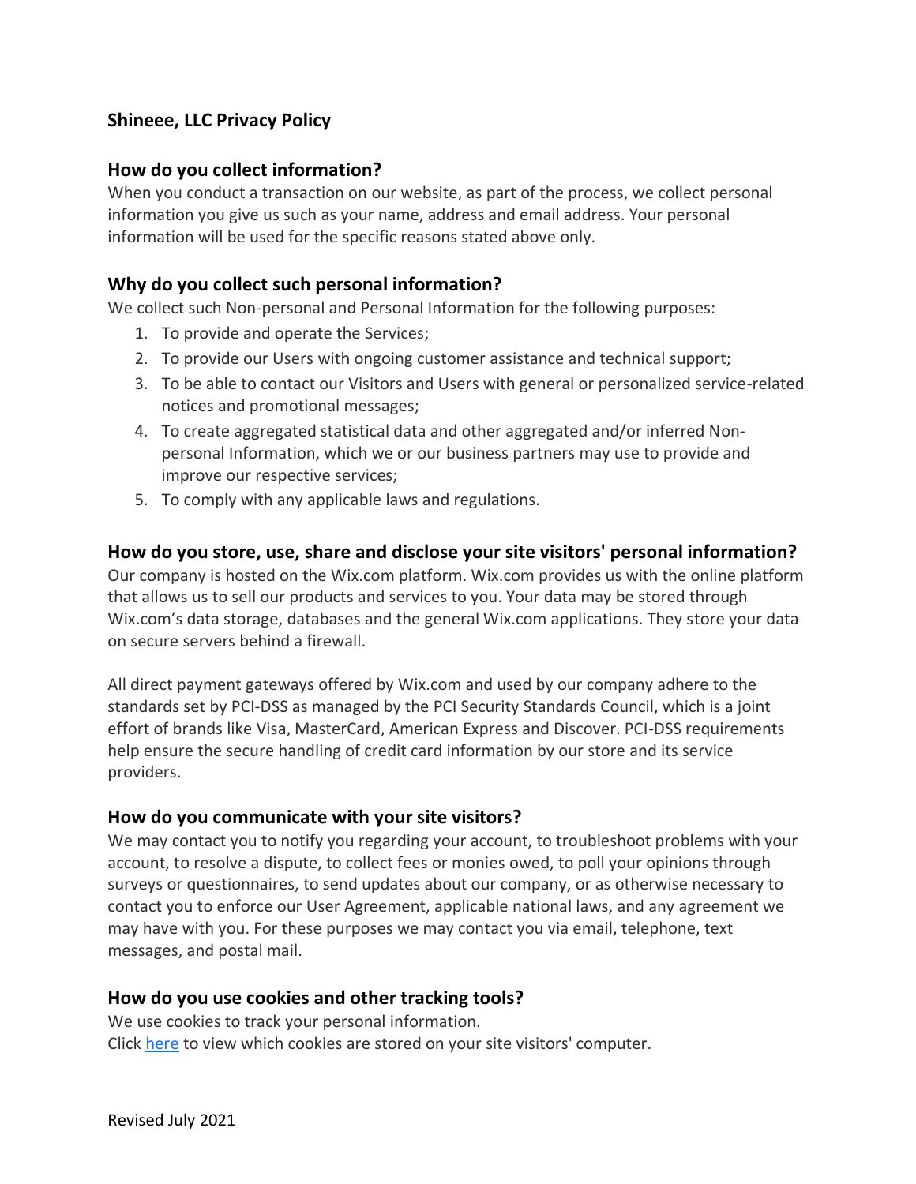# Shineee, LLC Privacy Policy

## How do you collect information?

When you conduct a transaction on our website, as part of the process, we collect personal information you give us such as your name, address and email address. Your personal information will be used for the specific reasons stated above only.

## Why do you collect such personal information?

We collect such Non-personal and Personal Information for the following purposes:

1. To provide and operate the Services;
2. To provide our Users with ongoing customer assistance and technical support;
3. To be able to contact our Visitors and Users with general or personalized service-related notices and promotional messages;
4. To create aggregated statistical data and other aggregated and/or inferred Non-personal Information, which we or our business partners may use to provide and improve our respective services;
5. To comply with any applicable laws and regulations.

## How do you store, use, share and disclose your site visitors' personal information?

Our company is hosted on the Wix.com platform. Wix.com provides us with the online platform that allows us to sell our products and services to you. Your data may be stored through Wix.com's data storage, databases and the general Wix.com applications. They store your data on secure servers behind a firewall.

All direct payment gateways offered by Wix.com and used by our company adhere to the standards set by PCI-DSS as managed by the PCI Security Standards Council, which is a joint effort of brands like Visa, MasterCard, American Express and Discover. PCI-DSS requirements help ensure the secure handling of credit card information by our store and its service providers.

## How do you communicate with your site visitors?

We may contact you to notify you regarding your account, to troubleshoot problems with your account, to resolve a dispute, to collect fees or monies owed, to poll your opinions through surveys or questionnaires, to send updates about our company, or as otherwise necessary to contact you to enforce our User Agreement, applicable national laws, and any agreement we may have with you. For these purposes we may contact you via email, telephone, text messages, and postal mail.

## How do you use cookies and other tracking tools?

We use cookies to track your personal information.
Click [here] to view which cookies are stored on your site visitors' computer.

Revised July 2021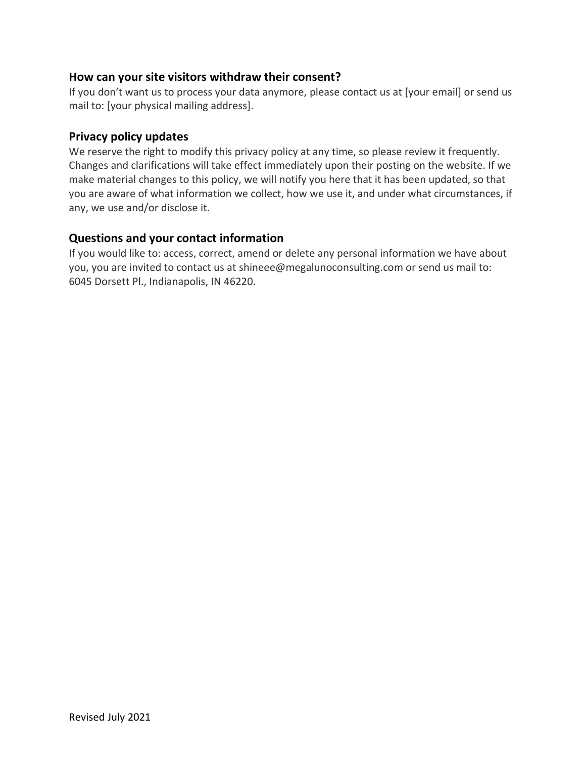### How can your site visitors withdraw their consent?

If you don't want us to process your data anymore, please contact us at [your email] or send us mail to: [your physical mailing address].

### Privacy policy updates

We reserve the right to modify this privacy policy at any time, so please review it frequently. Changes and clarifications will take effect immediately upon their posting on the website. If we make material changes to this policy, we will notify you here that it has been updated, so that you are aware of what information we collect, how we use it, and under what circumstances, if any, we use and/or disclose it.

### Questions and your contact information

If you would like to: access, correct, amend or delete any personal information we have about you, you are invited to contact us at shineee@megalunoconsulting.com or send us mail to: 6045 Dorsett Pl., Indianapolis, IN 46220.

Revised July 2021